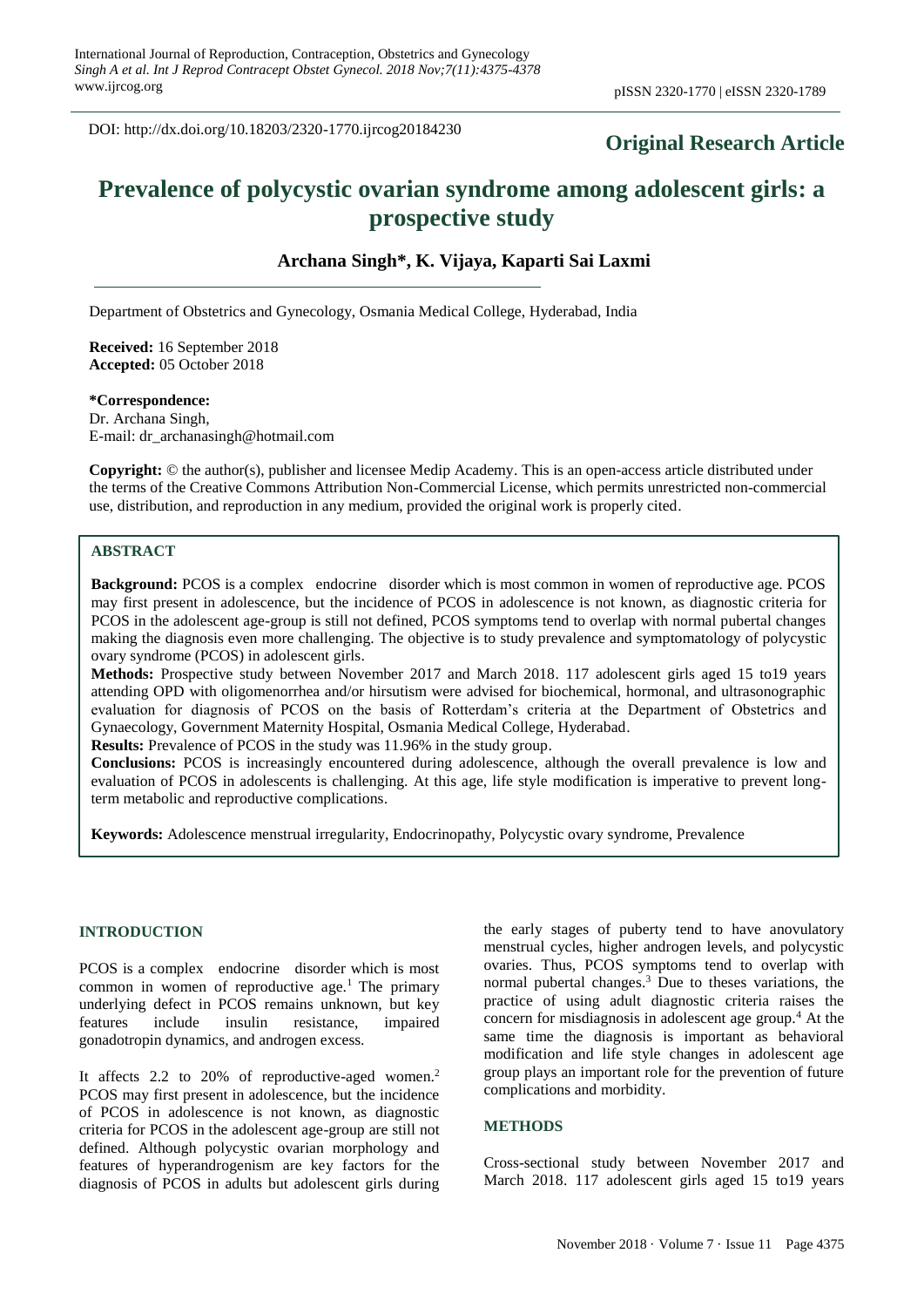DOI: http://dx.doi.org/10.18203/2320-1770.ijrcog20184230

**Original Research Article**

# Prevalence of polycystic ovarian syndrome among adolescent girls: a prospective study

**Archana Singh\*, K. Vijaya, Kaparti Sai Laxmi**

Department of Obstetrics and Gynecology, Osmania Medical College, Hyderabad, India

**Received:** 16 September 2018
**Accepted:** 05 October 2018

**\*Correspondence:**
Dr. Archana Singh,
E-mail: dr_archanasingh@hotmail.com

**Copyright:** © the author(s), publisher and licensee Medip Academy. This is an open-access article distributed under the terms of the Creative Commons Attribution Non-Commercial License, which permits unrestricted non-commercial use, distribution, and reproduction in any medium, provided the original work is properly cited.

## ABSTRACT

**Background:** PCOS is a complex endocrine disorder which is most common in women of reproductive age. PCOS may first present in adolescence, but the incidence of PCOS in adolescence is not known, as diagnostic criteria for PCOS in the adolescent age-group is still not defined, PCOS symptoms tend to overlap with normal pubertal changes making the diagnosis even more challenging. The objective is to study prevalence and symptomatology of polycystic ovary syndrome (PCOS) in adolescent girls.

**Methods:** Prospective study between November 2017 and March 2018. 117 adolescent girls aged 15 to19 years attending OPD with oligomenorrhea and/or hirsutism were advised for biochemical, hormonal, and ultrasonographic evaluation for diagnosis of PCOS on the basis of Rotterdam's criteria at the Department of Obstetrics and Gynaecology, Government Maternity Hospital, Osmania Medical College, Hyderabad.

**Results:** Prevalence of PCOS in the study was 11.96% in the study group.

**Conclusions:** PCOS is increasingly encountered during adolescence, although the overall prevalence is low and evaluation of PCOS in adolescents is challenging. At this age, life style modification is imperative to prevent long-term metabolic and reproductive complications.

**Keywords:** Adolescence menstrual irregularity, Endocrinopathy, Polycystic ovary syndrome, Prevalence

## INTRODUCTION

PCOS is a complex endocrine disorder which is most common in women of reproductive age.[1] The primary underlying defect in PCOS remains unknown, but key features include insulin resistance, impaired gonadotropin dynamics, and androgen excess.

It affects 2.2 to 20% of reproductive-aged women.[2] PCOS may first present in adolescence, but the incidence of PCOS in adolescence is not known, as diagnostic criteria for PCOS in the adolescent age-group are still not defined. Although polycystic ovarian morphology and features of hyperandrogenism are key factors for the diagnosis of PCOS in adults but adolescent girls during the early stages of puberty tend to have anovulatory menstrual cycles, higher androgen levels, and polycystic ovaries. Thus, PCOS symptoms tend to overlap with normal pubertal changes.[3] Due to theses variations, the practice of using adult diagnostic criteria raises the concern for misdiagnosis in adolescent age group.[4] At the same time the diagnosis is important as behavioral modification and life style changes in adolescent age group plays an important role for the prevention of future complications and morbidity.

## METHODS

Cross-sectional study between November 2017 and March 2018. 117 adolescent girls aged 15 to19 years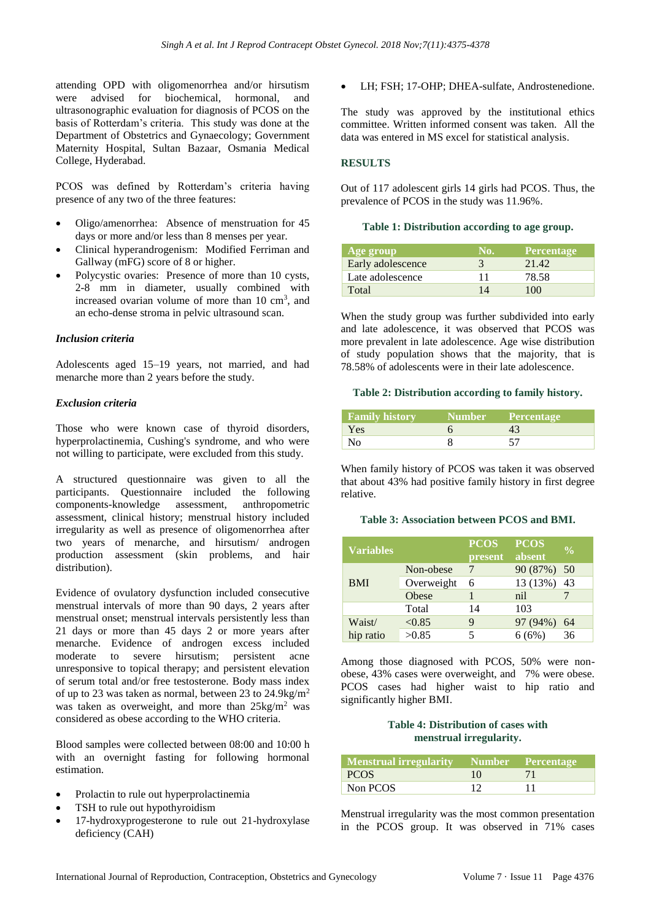attending OPD with oligomenorrhea and/or hirsutism were advised for biochemical, hormonal, and ultrasonographic evaluation for diagnosis of PCOS on the basis of Rotterdam's criteria. This study was done at the Department of Obstetrics and Gynaecology; Government Maternity Hospital, Sultan Bazaar, Osmania Medical College, Hyderabad.

PCOS was defined by Rotterdam's criteria having presence of any two of the three features:

- Oligo/amenorrhea: Absence of menstruation for 45 days or more and/or less than 8 menses per year.
- Clinical hyperandrogenism: Modified Ferriman and Gallway (mFG) score of 8 or higher.
- Polycystic ovaries: Presence of more than 10 cysts, 2-8 mm in diameter, usually combined with increased ovarian volume of more than 10 $cm^3$, and an echo-dense stroma in pelvic ultrasound scan.

### *Inclusion criteria*

Adolescents aged 15–19 years, not married, and had menarche more than 2 years before the study.

### *Exclusion criteria*

Those who were known case of thyroid disorders, hyperprolactinemia, Cushing's syndrome, and who were not willing to participate, were excluded from this study.

A structured questionnaire was given to all the participants. Questionnaire included the following components-knowledge assessment, anthropometric assessment, clinical history; menstrual history included irregularity as well as presence of oligomenorrhea after two years of menarche, and hirsutism/ androgen production assessment (skin problems, and hair distribution).

Evidence of ovulatory dysfunction included consecutive menstrual intervals of more than 90 days, 2 years after menstrual onset; menstrual intervals persistently less than 21 days or more than 45 days 2 or more years after menarche. Evidence of androgen excess included moderate to severe hirsutism; persistent acne unresponsive to topical therapy; and persistent elevation of serum total and/or free testosterone. Body mass index of up to 23 was taken as normal, between 23 to 24.9kg/$m^2$ was taken as overweight, and more than 25kg/$m^2$ was considered as obese according to the WHO criteria.

Blood samples were collected between 08:00 and 10:00 h with an overnight fasting for following hormonal estimation.

- Prolactin to rule out hyperprolactinemia
- TSH to rule out hypothyroidism
- 17-hydroxyprogesterone to rule out 21-hydroxylase deficiency (CAH)
- LH; FSH; 17-OHP; DHEA-sulfate, Androstenedione.

The study was approved by the institutional ethics committee. Written informed consent was taken. All the data was entered in MS excel for statistical analysis.

## RESULTS

Out of 117 adolescent girls 14 girls had PCOS. Thus, the prevalence of PCOS in the study was 11.96%.

**Table 1: Distribution according to age group.**

| Age group | No. | Percentage |
|---|---|---|
| Early adolescence | 3 | 21.42 |
| Late adolescence | 11 | 78.58 |
| Total | 14 | 100 |

When the study group was further subdivided into early and late adolescence, it was observed that PCOS was more prevalent in late adolescence. Age wise distribution of study population shows that the majority, that is 78.58% of adolescents were in their late adolescence.

**Table 2: Distribution according to family history.**

| Family history | Number | Percentage |
|---|---|---|
| Yes | 6 | 43 |
| No | 8 | 57 |

When family history of PCOS was taken it was observed that about 43% had positive family history in first degree relative.

**Table 3: Association between PCOS and BMI.**

| Variables | | PCOS present | PCOS absent | % |
|---|---|---|---|---|
| BMI | Non-obese | 7 | 90 (87%) | 50 |
| | Overweight | 6 | 13 (13%) | 43 |
| | Obese | 1 | nil | 7 |
| | Total | 14 | 103 | |
| Waist/ hip ratio | <0.85 | 9 | 97 (94%) | 64 |
| | >0.85 | 5 | 6 (6%) | 36 |

Among those diagnosed with PCOS, 50% were non-obese, 43% cases were overweight, and 7% were obese. PCOS cases had higher waist to hip ratio and significantly higher BMI.

**Table 4: Distribution of cases with menstrual irregularity.**

| Menstrual irregularity | Number | Percentage |
|---|---|---|
| PCOS | 10 | 71 |
| Non PCOS | 12 | 11 |

Menstrual irregularity was the most common presentation in the PCOS group. It was observed in 71% cases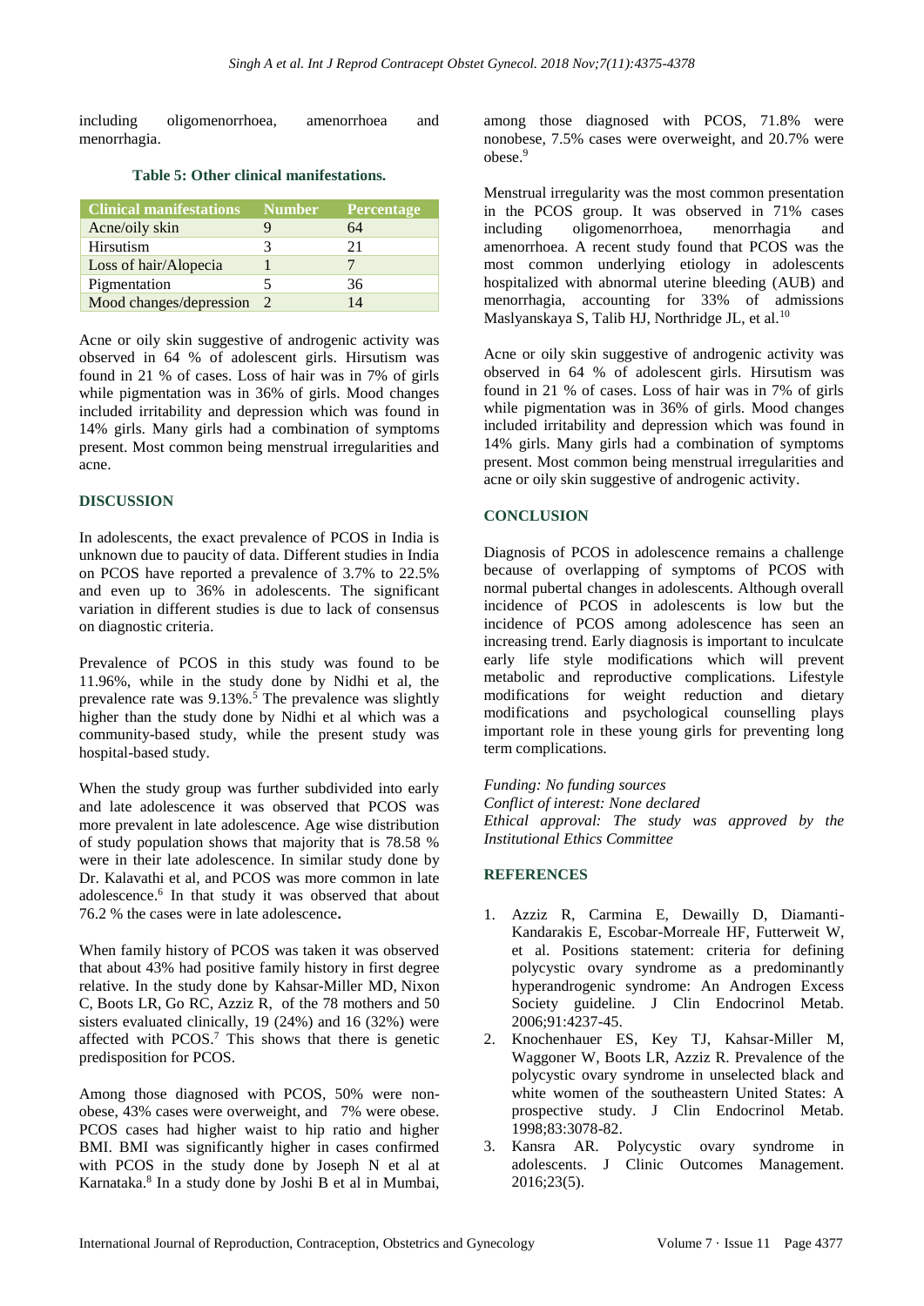including oligomenorrhoea, amenorrhoea and menorrhagia.

**Table 5: Other clinical manifestations.**

| Clinical manifestations | Number | Percentage |
|---|---|---|
| Acne/oily skin | 9 | 64 |
| Hirsutism | 3 | 21 |
| Loss of hair/Alopecia | 1 | 7 |
| Pigmentation | 5 | 36 |
| Mood changes/depression | 2 | 14 |

Acne or oily skin suggestive of androgenic activity was observed in 64 % of adolescent girls. Hirsutism was found in 21 % of cases. Loss of hair was in 7% of girls while pigmentation was in 36% of girls. Mood changes included irritability and depression which was found in 14% girls. Many girls had a combination of symptoms present. Most common being menstrual irregularities and acne.

## DISCUSSION

In adolescents, the exact prevalence of PCOS in India is unknown due to paucity of data. Different studies in India on PCOS have reported a prevalence of 3.7% to 22.5% and even up to 36% in adolescents. The significant variation in different studies is due to lack of consensus on diagnostic criteria.

Prevalence of PCOS in this study was found to be 11.96%, while in the study done by Nidhi et al, the prevalence rate was 9.13%.[5] The prevalence was slightly higher than the study done by Nidhi et al which was a community-based study, while the present study was hospital-based study.

When the study group was further subdivided into early and late adolescence it was observed that PCOS was more prevalent in late adolescence. Age wise distribution of study population shows that majority that is 78.58 % were in their late adolescence. In similar study done by Dr. Kalavathi et al, and PCOS was more common in late adolescence.[6] In that study it was observed that about 76.2 % the cases were in late adolescence**.**

When family history of PCOS was taken it was observed that about 43% had positive family history in first degree relative. In the study done by Kahsar-Miller MD, Nixon C, Boots LR, Go RC, Azziz R, of the 78 mothers and 50 sisters evaluated clinically, 19 (24%) and 16 (32%) were affected with PCOS.[7] This shows that there is genetic predisposition for PCOS.

Among those diagnosed with PCOS, 50% were non-obese, 43% cases were overweight, and 7% were obese. PCOS cases had higher waist to hip ratio and higher BMI. BMI was significantly higher in cases confirmed with PCOS in the study done by Joseph N et al at Karnataka.[8] In a study done by Joshi B et al in Mumbai, among those diagnosed with PCOS, 71.8% were nonobese, 7.5% cases were overweight, and 20.7% were obese.[9]

Menstrual irregularity was the most common presentation in the PCOS group. It was observed in 71% cases including oligomenorrhoea, menorrhagia and amenorrhoea. A recent study found that PCOS was the most common underlying etiology in adolescents hospitalized with abnormal uterine bleeding (AUB) and menorrhagia, accounting for 33% of admissions Maslyanskaya S, Talib HJ, Northridge JL, et al.[10]

Acne or oily skin suggestive of androgenic activity was observed in 64 % of adolescent girls. Hirsutism was found in 21 % of cases. Loss of hair was in 7% of girls while pigmentation was in 36% of girls. Mood changes included irritability and depression which was found in 14% girls. Many girls had a combination of symptoms present. Most common being menstrual irregularities and acne or oily skin suggestive of androgenic activity.

## CONCLUSION

Diagnosis of PCOS in adolescence remains a challenge because of overlapping of symptoms of PCOS with normal pubertal changes in adolescents. Although overall incidence of PCOS in adolescents is low but the incidence of PCOS among adolescence has seen an increasing trend. Early diagnosis is important to inculcate early life style modifications which will prevent metabolic and reproductive complications. Lifestyle modifications for weight reduction and dietary modifications and psychological counselling plays important role in these young girls for preventing long term complications.

*Funding: No funding sources*
*Conflict of interest: None declared*
*Ethical approval: The study was approved by the Institutional Ethics Committee*

## REFERENCES

1. Azziz R, Carmina E, Dewailly D, Diamanti-Kandarakis E, Escobar-Morreale HF, Futterweit W, et al. Positions statement: criteria for defining polycystic ovary syndrome as a predominantly hyperandrogenic syndrome: An Androgen Excess Society guideline. J Clin Endocrinol Metab. 2006;91:4237-45.
2. Knochenhauer ES, Key TJ, Kahsar-Miller M, Waggoner W, Boots LR, Azziz R. Prevalence of the polycystic ovary syndrome in unselected black and white women of the southeastern United States: A prospective study. J Clin Endocrinol Metab. 1998;83:3078-82.
3. Kansra AR. Polycystic ovary syndrome in adolescents. J Clinic Outcomes Management. 2016;23(5).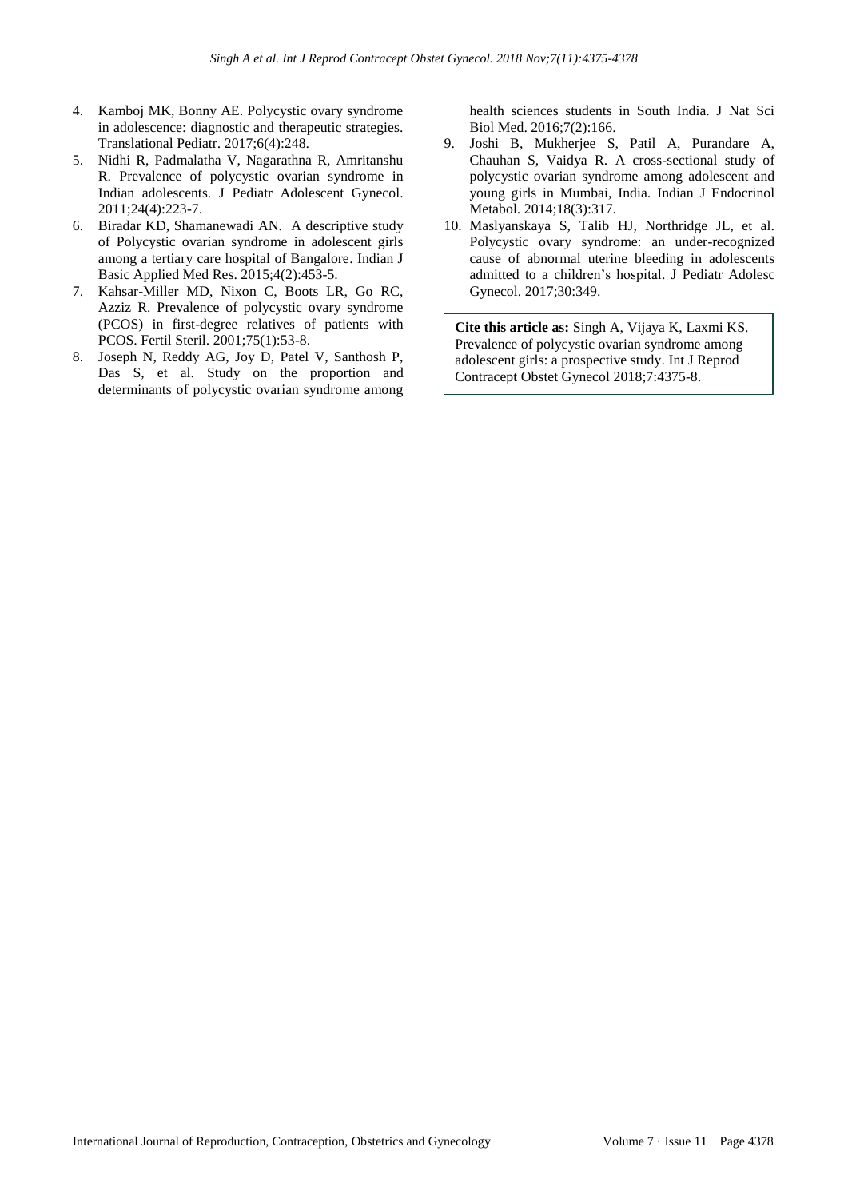4. Kamboj MK, Bonny AE. Polycystic ovary syndrome in adolescence: diagnostic and therapeutic strategies. Translational Pediatr. 2017;6(4):248.
5. Nidhi R, Padmalatha V, Nagarathna R, Amritanshu R. Prevalence of polycystic ovarian syndrome in Indian adolescents. J Pediatr Adolescent Gynecol. 2011;24(4):223-7.
6. Biradar KD, Shamanewadi AN. A descriptive study of Polycystic ovarian syndrome in adolescent girls among a tertiary care hospital of Bangalore. Indian J Basic Applied Med Res. 2015;4(2):453-5.
7. Kahsar-Miller MD, Nixon C, Boots LR, Go RC, Azziz R. Prevalence of polycystic ovary syndrome (PCOS) in first-degree relatives of patients with PCOS. Fertil Steril. 2001;75(1):53-8.
8. Joseph N, Reddy AG, Joy D, Patel V, Santhosh P, Das S, et al. Study on the proportion and determinants of polycystic ovarian syndrome among health sciences students in South India. J Nat Sci Biol Med. 2016;7(2):166.
9. Joshi B, Mukherjee S, Patil A, Purandare A, Chauhan S, Vaidya R. A cross-sectional study of polycystic ovarian syndrome among adolescent and young girls in Mumbai, India. Indian J Endocrinol Metabol. 2014;18(3):317.
10. Maslyanskaya S, Talib HJ, Northridge JL, et al. Polycystic ovary syndrome: an under-recognized cause of abnormal uterine bleeding in adolescents admitted to a children's hospital. J Pediatr Adolesc Gynecol. 2017;30:349.

**Cite this article as:** Singh A, Vijaya K, Laxmi KS. Prevalence of polycystic ovarian syndrome among adolescent girls: a prospective study. Int J Reprod Contracept Obstet Gynecol 2018;7:4375-8.